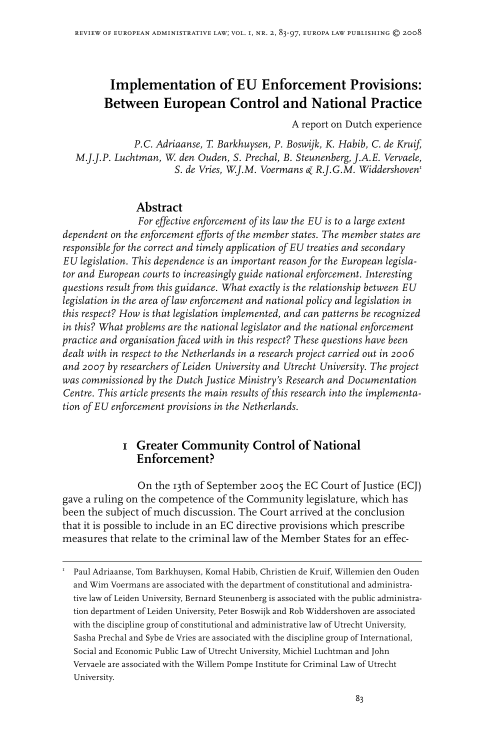# Implementation of EU Enforcement Provisions: Between European Control and National Practice

A report on Dutch experience

*P.C. Adriaanse, T. Barkhuysen, P. Boswijk, K. Habib, C. de Kruif, M.J.J.P. Luchtman, W. den Ouden, S. Prechal, B. Steunenberg, J.A.E. Vervaele, S. de Vries, W.J.M. Voermans & R.J.G.M. Widdershoven*[1]

## Abstract

*For effective enforcement of its law the EU is to a large extent dependent on the enforcement efforts of the member states. The member states are responsible for the correct and timely application of EU treaties and secondary EU legislation. This dependence is an important reason for the European legislator and European courts to increasingly guide national enforcement. Interesting questions result from this guidance. What exactly is the relationship between EU legislation in the area of law enforcement and national policy and legislation in this respect? How is that legislation implemented, and can patterns be recognized in this? What problems are the national legislator and the national enforcement practice and organisation faced with in this respect? These questions have been dealt with in respect to the Netherlands in a research project carried out in 2006 and 2007 by researchers of Leiden University and Utrecht University. The project was commissioned by the Dutch Justice Ministry's Research and Documentation Centre. This article presents the main results of this research into the implementation of EU enforcement provisions in the Netherlands.*

## 1 Greater Community Control of National Enforcement?

On the 13th of September 2005 the EC Court of Justice (ECJ) gave a ruling on the competence of the Community legislature, which has been the subject of much discussion. The Court arrived at the conclusion that it is possible to include in an EC directive provisions which prescribe measures that relate to the criminal law of the Member States for an effec-

---

[1] Paul Adriaanse, Tom Barkhuysen, Komal Habib, Christien de Kruif, Willemien den Ouden and Wim Voermans are associated with the department of constitutional and administrative law of Leiden University, Bernard Steunenberg is associated with the public administration department of Leiden University, Peter Boswijk and Rob Widdershoven are associated with the discipline group of constitutional and administrative law of Utrecht University, Sasha Prechal and Sybe de Vries are associated with the discipline group of International, Social and Economic Public Law of Utrecht University, Michiel Luchtman and John Vervaele are associated with the Willem Pompe Institute for Criminal Law of Utrecht University.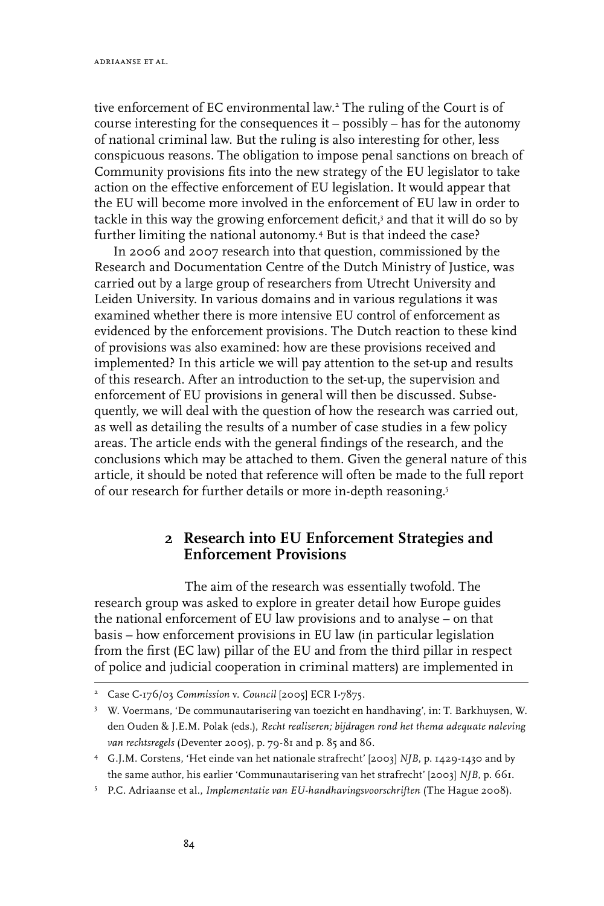tive enforcement of EC environmental law.[2] The ruling of the Court is of course interesting for the consequences it – possibly – has for the autonomy of national criminal law. But the ruling is also interesting for other, less conspicuous reasons. The obligation to impose penal sanctions on breach of Community provisions fits into the new strategy of the EU legislator to take action on the effective enforcement of EU legislation. It would appear that the EU will become more involved in the enforcement of EU law in order to tackle in this way the growing enforcement deficit,[3] and that it will do so by further limiting the national autonomy.[4] But is that indeed the case?

In 2006 and 2007 research into that question, commissioned by the Research and Documentation Centre of the Dutch Ministry of Justice, was carried out by a large group of researchers from Utrecht University and Leiden University. In various domains and in various regulations it was examined whether there is more intensive EU control of enforcement as evidenced by the enforcement provisions. The Dutch reaction to these kind of provisions was also examined: how are these provisions received and implemented? In this article we will pay attention to the set-up and results of this research. After an introduction to the set-up, the supervision and enforcement of EU provisions in general will then be discussed. Subsequently, we will deal with the question of how the research was carried out, as well as detailing the results of a number of case studies in a few policy areas. The article ends with the general findings of the research, and the conclusions which may be attached to them. Given the general nature of this article, it should be noted that reference will often be made to the full report of our research for further details or more in-depth reasoning.[5]

## 2 Research into EU Enforcement Strategies and Enforcement Provisions

The aim of the research was essentially twofold. The research group was asked to explore in greater detail how Europe guides the national enforcement of EU law provisions and to analyse – on that basis – how enforcement provisions in EU law (in particular legislation from the first (EC law) pillar of the EU and from the third pillar in respect of police and judicial cooperation in criminal matters) are implemented in

---

[2] Case C-176/03 *Commission* v. *Council* [2005] ECR I-7875.

[3] W. Voermans, 'De communautarisering van toezicht en handhaving', in: T. Barkhuysen, W. den Ouden & J.E.M. Polak (eds.), *Recht realiseren; bijdragen rond het thema adequate naleving van rechtsregels* (Deventer 2005), p. 79-81 and p. 85 and 86.

[4] G.J.M. Corstens, 'Het einde van het nationale strafrecht' [2003] *NJB*, p. 1429-1430 and by the same author, his earlier 'Communautarisering van het strafrecht' [2003] *NJB*, p. 661.

[5] P.C. Adriaanse et al., *Implementatie van EU-handhavingsvoorschriften* (The Hague 2008).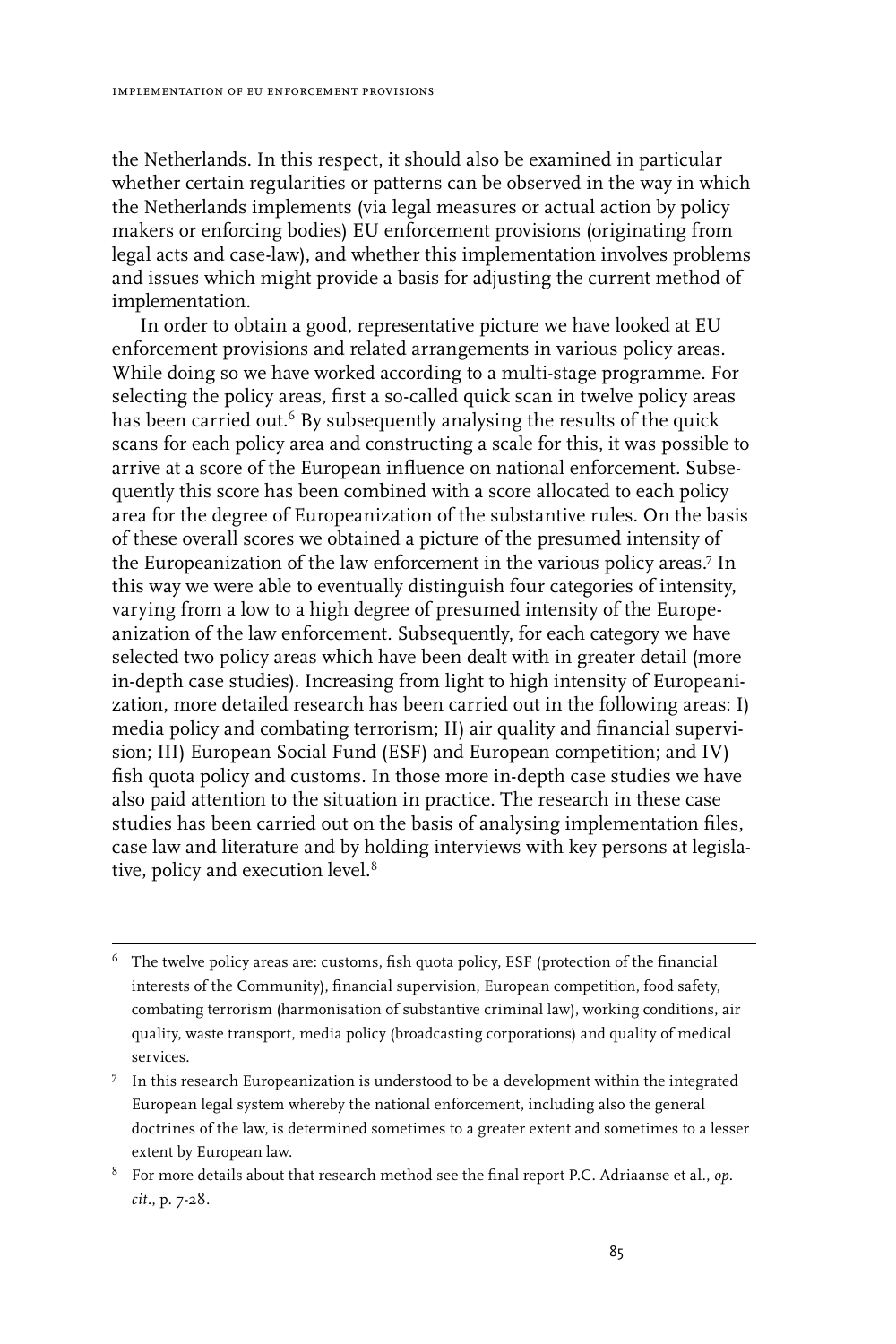the Netherlands. In this respect, it should also be examined in particular whether certain regularities or patterns can be observed in the way in which the Netherlands implements (via legal measures or actual action by policy makers or enforcing bodies) EU enforcement provisions (originating from legal acts and case-law), and whether this implementation involves problems and issues which might provide a basis for adjusting the current method of implementation.

In order to obtain a good, representative picture we have looked at EU enforcement provisions and related arrangements in various policy areas. While doing so we have worked according to a multi-stage programme. For selecting the policy areas, first a so-called quick scan in twelve policy areas has been carried out.[6] By subsequently analysing the results of the quick scans for each policy area and constructing a scale for this, it was possible to arrive at a score of the European influence on national enforcement. Subsequently this score has been combined with a score allocated to each policy area for the degree of Europeanization of the substantive rules. On the basis of these overall scores we obtained a picture of the presumed intensity of the Europeanization of the law enforcement in the various policy areas.[7] In this way we were able to eventually distinguish four categories of intensity, varying from a low to a high degree of presumed intensity of the Europeanization of the law enforcement. Subsequently, for each category we have selected two policy areas which have been dealt with in greater detail (more in-depth case studies). Increasing from light to high intensity of Europeanization, more detailed research has been carried out in the following areas: I) media policy and combating terrorism; II) air quality and financial supervision; III) European Social Fund (ESF) and European competition; and IV) fish quota policy and customs. In those more in-depth case studies we have also paid attention to the situation in practice. The research in these case studies has been carried out on the basis of analysing implementation files, case law and literature and by holding interviews with key persons at legislative, policy and execution level.[8]

---

[6] The twelve policy areas are: customs, fish quota policy, ESF (protection of the financial interests of the Community), financial supervision, European competition, food safety, combating terrorism (harmonisation of substantive criminal law), working conditions, air quality, waste transport, media policy (broadcasting corporations) and quality of medical services.

[7] In this research Europeanization is understood to be a development within the integrated European legal system whereby the national enforcement, including also the general doctrines of the law, is determined sometimes to a greater extent and sometimes to a lesser extent by European law.

[8] For more details about that research method see the final report P.C. Adriaanse et al., *op. cit.*, p. 7-28.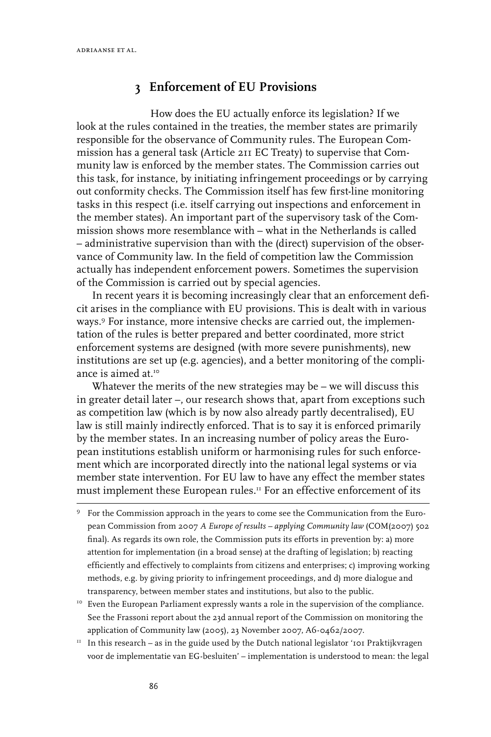## 3 Enforcement of EU Provisions

How does the EU actually enforce its legislation? If we look at the rules contained in the treaties, the member states are primarily responsible for the observance of Community rules. The European Commission has a general task (Article 211 EC Treaty) to supervise that Community law is enforced by the member states. The Commission carries out this task, for instance, by initiating infringement proceedings or by carrying out conformity checks. The Commission itself has few first-line monitoring tasks in this respect (i.e. itself carrying out inspections and enforcement in the member states). An important part of the supervisory task of the Commission shows more resemblance with – what in the Netherlands is called – administrative supervision than with the (direct) supervision of the observance of Community law. In the field of competition law the Commission actually has independent enforcement powers. Sometimes the supervision of the Commission is carried out by special agencies.

In recent years it is becoming increasingly clear that an enforcement deficit arises in the compliance with EU provisions. This is dealt with in various ways.[9] For instance, more intensive checks are carried out, the implementation of the rules is better prepared and better coordinated, more strict enforcement systems are designed (with more severe punishments), new institutions are set up (e.g. agencies), and a better monitoring of the compliance is aimed at.[10]

Whatever the merits of the new strategies may be – we will discuss this in greater detail later –, our research shows that, apart from exceptions such as competition law (which is by now also already partly decentralised), EU law is still mainly indirectly enforced. That is to say it is enforced primarily by the member states. In an increasing number of policy areas the European institutions establish uniform or harmonising rules for such enforcement which are incorporated directly into the national legal systems or via member state intervention. For EU law to have any effect the member states must implement these European rules.[11] For an effective enforcement of its

---

[9] For the Commission approach in the years to come see the Communication from the European Commission from 2007 *A Europe of results – applying Community law* (COM(2007) 502 final). As regards its own role, the Commission puts its efforts in prevention by: a) more attention for implementation (in a broad sense) at the drafting of legislation; b) reacting efficiently and effectively to complaints from citizens and enterprises; c) improving working methods, e.g. by giving priority to infringement proceedings, and d) more dialogue and transparency, between member states and institutions, but also to the public.

[10] Even the European Parliament expressly wants a role in the supervision of the compliance. See the Frassoni report about the 23d annual report of the Commission on monitoring the application of Community law (2005), 23 November 2007, A6-0462/2007.

[11] In this research – as in the guide used by the Dutch national legislator '101 Praktijkvragen voor de implementatie van EG-besluiten' – implementation is understood to mean: the legal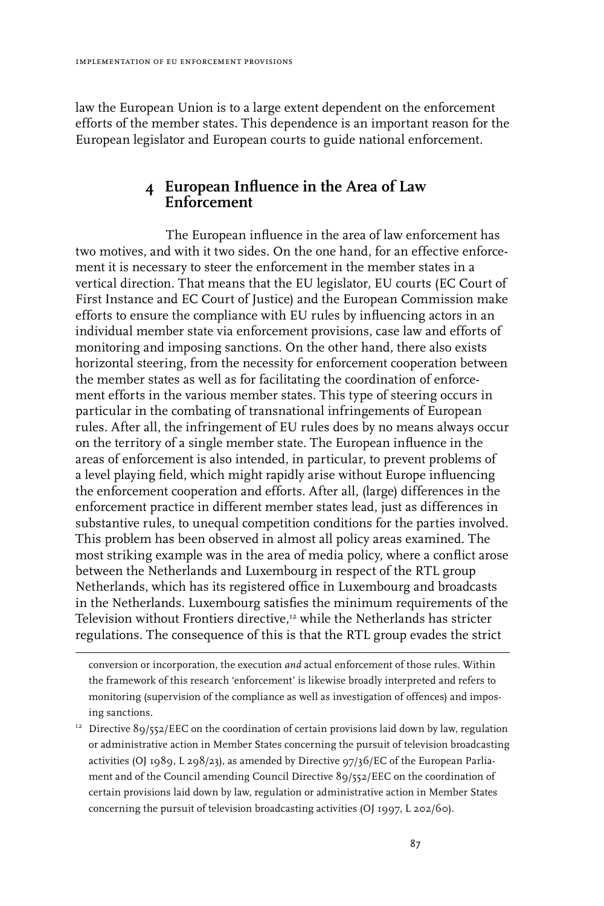law the European Union is to a large extent dependent on the enforcement efforts of the member states. This dependence is an important reason for the European legislator and European courts to guide national enforcement.

## 4 European Influence in the Area of Law Enforcement

The European influence in the area of law enforcement has two motives, and with it two sides. On the one hand, for an effective enforcement it is necessary to steer the enforcement in the member states in a vertical direction. That means that the EU legislator, EU courts (EC Court of First Instance and EC Court of Justice) and the European Commission make efforts to ensure the compliance with EU rules by influencing actors in an individual member state via enforcement provisions, case law and efforts of monitoring and imposing sanctions. On the other hand, there also exists horizontal steering, from the necessity for enforcement cooperation between the member states as well as for facilitating the coordination of enforcement efforts in the various member states. This type of steering occurs in particular in the combating of transnational infringements of European rules. After all, the infringement of EU rules does by no means always occur on the territory of a single member state. The European influence in the areas of enforcement is also intended, in particular, to prevent problems of a level playing field, which might rapidly arise without Europe influencing the enforcement cooperation and efforts. After all, (large) differences in the enforcement practice in different member states lead, just as differences in substantive rules, to unequal competition conditions for the parties involved. This problem has been observed in almost all policy areas examined. The most striking example was in the area of media policy, where a conflict arose between the Netherlands and Luxembourg in respect of the RTL group Netherlands, which has its registered office in Luxembourg and broadcasts in the Netherlands. Luxembourg satisfies the minimum requirements of the Television without Frontiers directive,[12] while the Netherlands has stricter regulations. The consequence of this is that the RTL group evades the strict

---

conversion or incorporation, the execution *and* actual enforcement of those rules. Within the framework of this research 'enforcement' is likewise broadly interpreted and refers to monitoring (supervision of the compliance as well as investigation of offences) and imposing sanctions.

[12] Directive 89/552/EEC on the coordination of certain provisions laid down by law, regulation or administrative action in Member States concerning the pursuit of television broadcasting activities (OJ 1989, L 298/23), as amended by Directive 97/36/EC of the European Parliament and of the Council amending Council Directive 89/552/EEC on the coordination of certain provisions laid down by law, regulation or administrative action in Member States concerning the pursuit of television broadcasting activities (OJ 1997, L 202/60).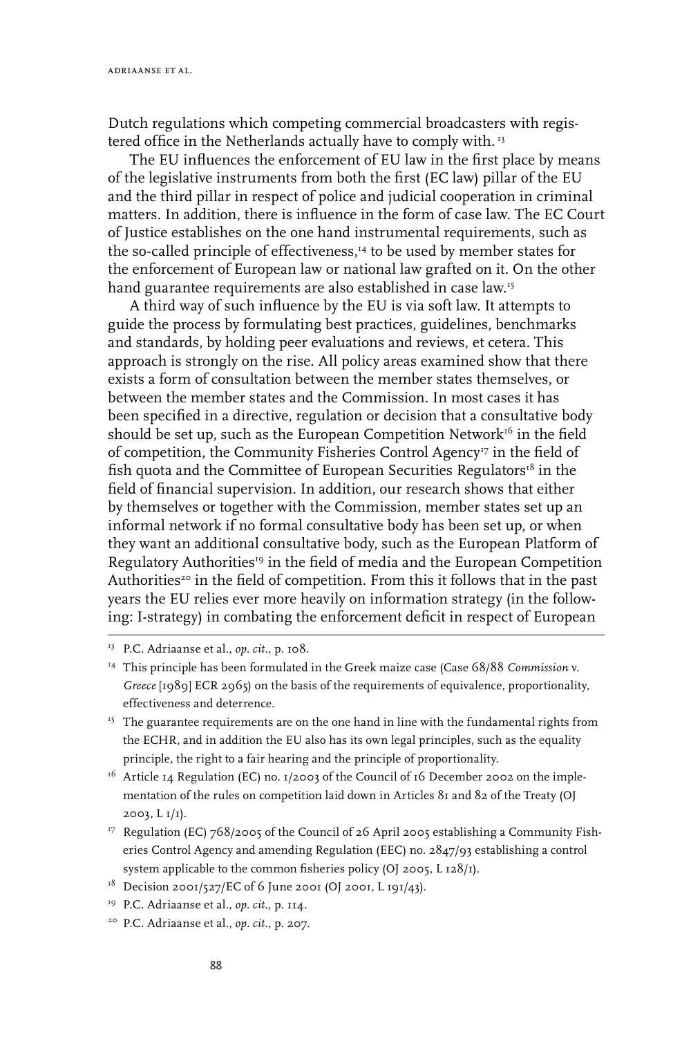Dutch regulations which competing commercial broadcasters with registered office in the Netherlands actually have to comply with. [13]

The EU influences the enforcement of EU law in the first place by means of the legislative instruments from both the first (EC law) pillar of the EU and the third pillar in respect of police and judicial cooperation in criminal matters. In addition, there is influence in the form of case law. The EC Court of Justice establishes on the one hand instrumental requirements, such as the so-called principle of effectiveness,[14] to be used by member states for the enforcement of European law or national law grafted on it. On the other hand guarantee requirements are also established in case law.[15]

A third way of such influence by the EU is via soft law. It attempts to guide the process by formulating best practices, guidelines, benchmarks and standards, by holding peer evaluations and reviews, et cetera. This approach is strongly on the rise. All policy areas examined show that there exists a form of consultation between the member states themselves, or between the member states and the Commission. In most cases it has been specified in a directive, regulation or decision that a consultative body should be set up, such as the European Competition Network[16] in the field of competition, the Community Fisheries Control Agency[17] in the field of fish quota and the Committee of European Securities Regulators[18] in the field of financial supervision. In addition, our research shows that either by themselves or together with the Commission, member states set up an informal network if no formal consultative body has been set up, or when they want an additional consultative body, such as the European Platform of Regulatory Authorities[19] in the field of media and the European Competition Authorities[20] in the field of competition. From this it follows that in the past years the EU relies ever more heavily on information strategy (in the following: I-strategy) in combating the enforcement deficit in respect of European

---

[13] P.C. Adriaanse et al., *op. cit.*, p. 108.

[14] This principle has been formulated in the Greek maize case (Case 68/88 *Commission* v. *Greece* [1989] ECR 2965) on the basis of the requirements of equivalence, proportionality, effectiveness and deterrence.

[15] The guarantee requirements are on the one hand in line with the fundamental rights from the ECHR, and in addition the EU also has its own legal principles, such as the equality principle, the right to a fair hearing and the principle of proportionality.

[16] Article 14 Regulation (EC) no. 1/2003 of the Council of 16 December 2002 on the implementation of the rules on competition laid down in Articles 81 and 82 of the Treaty (OJ 2003, L 1/1).

[17] Regulation (EC) 768/2005 of the Council of 26 April 2005 establishing a Community Fisheries Control Agency and amending Regulation (EEC) no. 2847/93 establishing a control system applicable to the common fisheries policy (OJ 2005, L 128/1).

[18] Decision 2001/527/EC of 6 June 2001 (OJ 2001, L 191/43).

[19] P.C. Adriaanse et al., *op. cit.*, p. 114.

[20] P.C. Adriaanse et al., *op. cit.*, p. 207.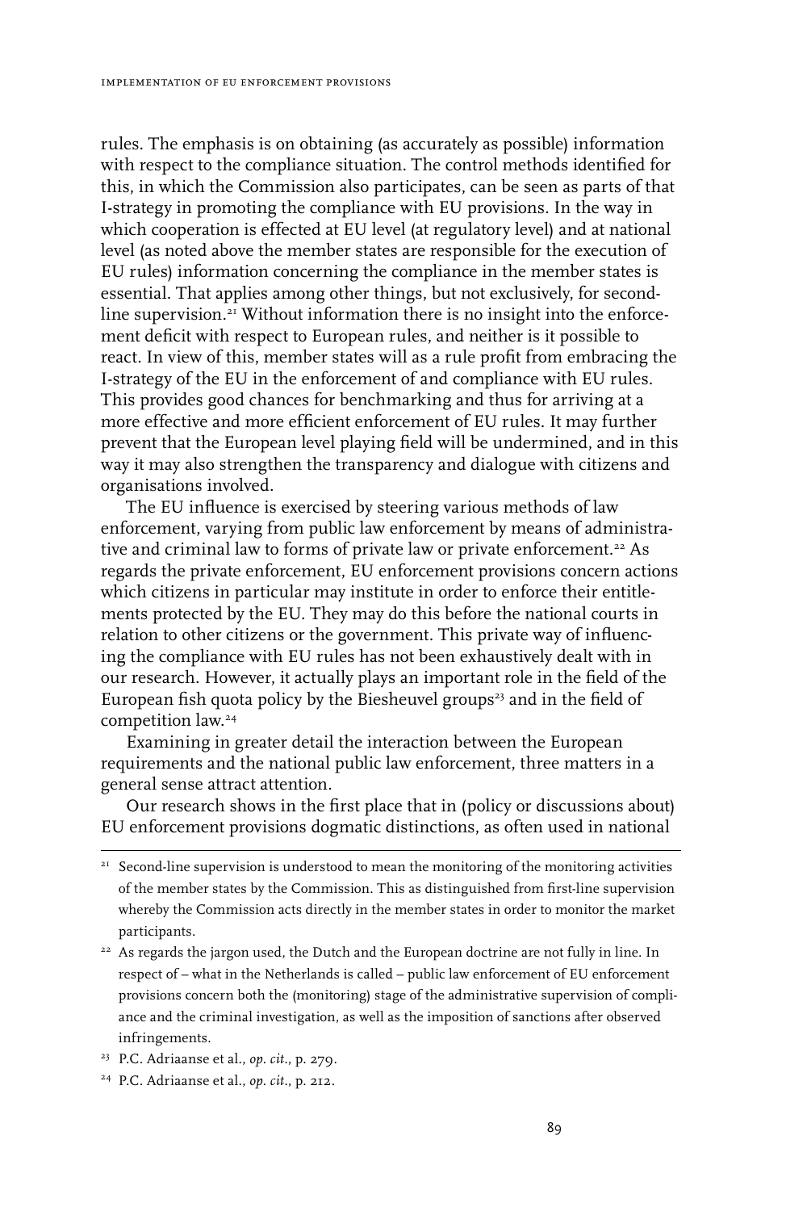rules. The emphasis is on obtaining (as accurately as possible) information with respect to the compliance situation. The control methods identified for this, in which the Commission also participates, can be seen as parts of that I-strategy in promoting the compliance with EU provisions. In the way in which cooperation is effected at EU level (at regulatory level) and at national level (as noted above the member states are responsible for the execution of EU rules) information concerning the compliance in the member states is essential. That applies among other things, but not exclusively, for second-line supervision.[21] Without information there is no insight into the enforcement deficit with respect to European rules, and neither is it possible to react. In view of this, member states will as a rule profit from embracing the I-strategy of the EU in the enforcement of and compliance with EU rules. This provides good chances for benchmarking and thus for arriving at a more effective and more efficient enforcement of EU rules. It may further prevent that the European level playing field will be undermined, and in this way it may also strengthen the transparency and dialogue with citizens and organisations involved.

The EU influence is exercised by steering various methods of law enforcement, varying from public law enforcement by means of administrative and criminal law to forms of private law or private enforcement.[22] As regards the private enforcement, EU enforcement provisions concern actions which citizens in particular may institute in order to enforce their entitlements protected by the EU. They may do this before the national courts in relation to other citizens or the government. This private way of influencing the compliance with EU rules has not been exhaustively dealt with in our research. However, it actually plays an important role in the field of the European fish quota policy by the Biesheuvel groups[23] and in the field of competition law.[24]

Examining in greater detail the interaction between the European requirements and the national public law enforcement, three matters in a general sense attract attention.

Our research shows in the first place that in (policy or discussions about) EU enforcement provisions dogmatic distinctions, as often used in national

---

[21] Second-line supervision is understood to mean the monitoring of the monitoring activities of the member states by the Commission. This as distinguished from first-line supervision whereby the Commission acts directly in the member states in order to monitor the market participants.

[22] As regards the jargon used, the Dutch and the European doctrine are not fully in line. In respect of – what in the Netherlands is called – public law enforcement of EU enforcement provisions concern both the (monitoring) stage of the administrative supervision of compliance and the criminal investigation, as well as the imposition of sanctions after observed infringements.

[23] P.C. Adriaanse et al., *op. cit.*, p. 279.

[24] P.C. Adriaanse et al., *op. cit.*, p. 212.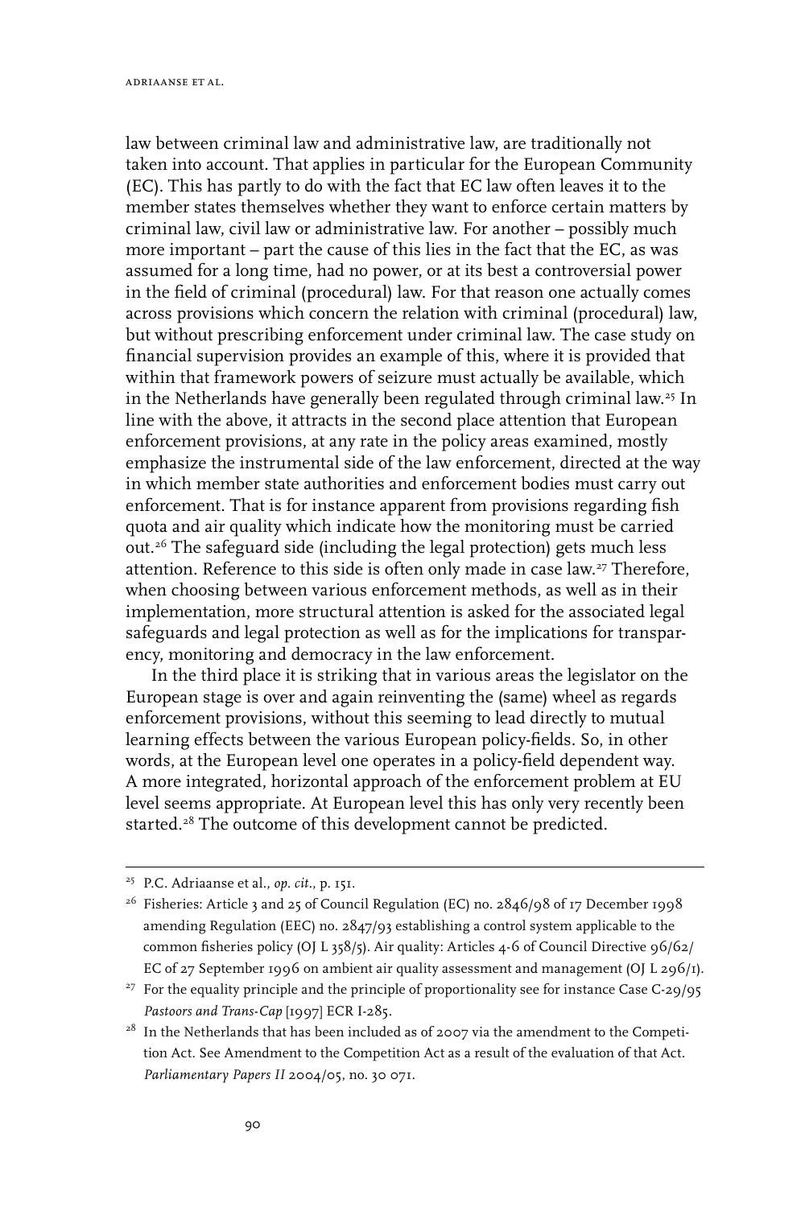law between criminal law and administrative law, are traditionally not taken into account. That applies in particular for the European Community (EC). This has partly to do with the fact that EC law often leaves it to the member states themselves whether they want to enforce certain matters by criminal law, civil law or administrative law. For another – possibly much more important – part the cause of this lies in the fact that the EC, as was assumed for a long time, had no power, or at its best a controversial power in the field of criminal (procedural) law. For that reason one actually comes across provisions which concern the relation with criminal (procedural) law, but without prescribing enforcement under criminal law. The case study on financial supervision provides an example of this, where it is provided that within that framework powers of seizure must actually be available, which in the Netherlands have generally been regulated through criminal law.[25] In line with the above, it attracts in the second place attention that European enforcement provisions, at any rate in the policy areas examined, mostly emphasize the instrumental side of the law enforcement, directed at the way in which member state authorities and enforcement bodies must carry out enforcement. That is for instance apparent from provisions regarding fish quota and air quality which indicate how the monitoring must be carried out.[26] The safeguard side (including the legal protection) gets much less attention. Reference to this side is often only made in case law.[27] Therefore, when choosing between various enforcement methods, as well as in their implementation, more structural attention is asked for the associated legal safeguards and legal protection as well as for the implications for transparency, monitoring and democracy in the law enforcement.

In the third place it is striking that in various areas the legislator on the European stage is over and again reinventing the (same) wheel as regards enforcement provisions, without this seeming to lead directly to mutual learning effects between the various European policy-fields. So, in other words, at the European level one operates in a policy-field dependent way. A more integrated, horizontal approach of the enforcement problem at EU level seems appropriate. At European level this has only very recently been started.[28] The outcome of this development cannot be predicted.

---

[25] P.C. Adriaanse et al., *op. cit.*, p. 151.

[26] Fisheries: Article 3 and 25 of Council Regulation (EC) no. 2846/98 of 17 December 1998 amending Regulation (EEC) no. 2847/93 establishing a control system applicable to the common fisheries policy (OJ L 358/5). Air quality: Articles 4-6 of Council Directive 96/62/EC of 27 September 1996 on ambient air quality assessment and management (OJ L 296/1).

[27] For the equality principle and the principle of proportionality see for instance Case C-29/95 *Pastoors and Trans-Cap* [1997] ECR I-285.

[28] In the Netherlands that has been included as of 2007 via the amendment to the Competition Act. See Amendment to the Competition Act as a result of the evaluation of that Act. *Parliamentary Papers II* 2004/05, no. 30 071.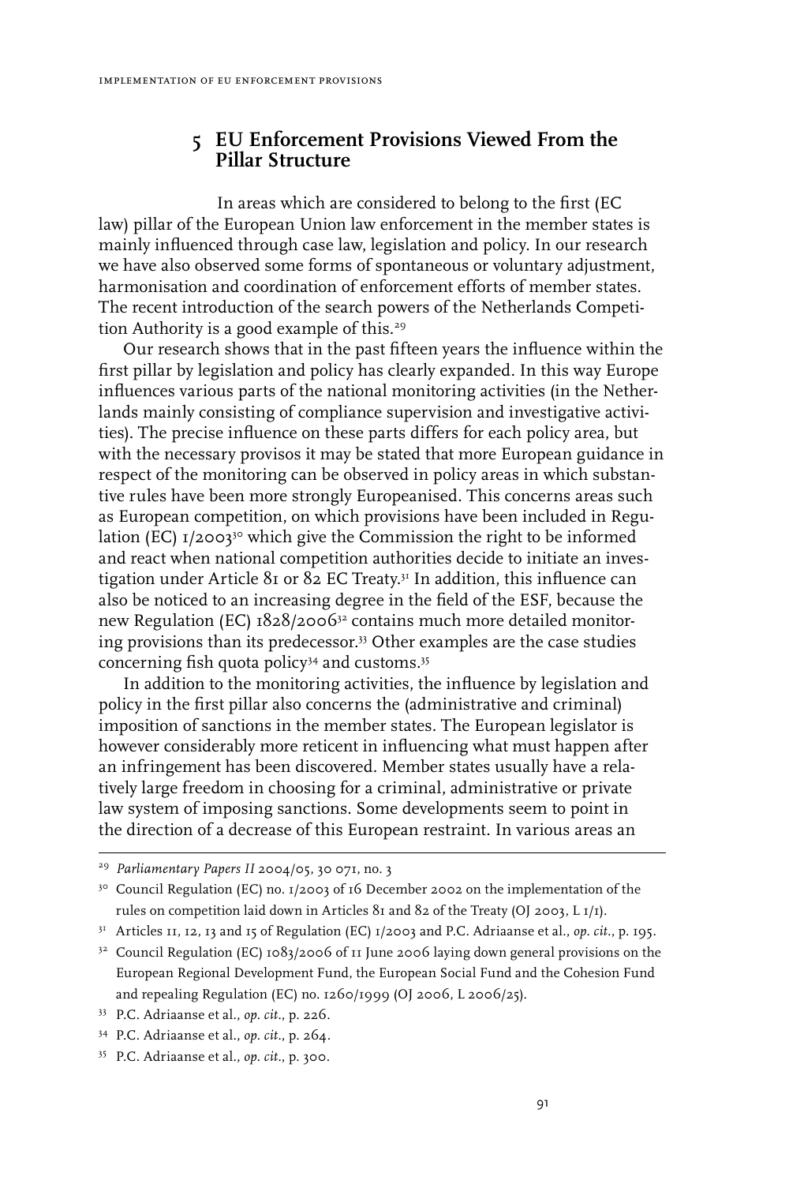## 5 EU Enforcement Provisions Viewed From the Pillar Structure

In areas which are considered to belong to the first (EC law) pillar of the European Union law enforcement in the member states is mainly influenced through case law, legislation and policy. In our research we have also observed some forms of spontaneous or voluntary adjustment, harmonisation and coordination of enforcement efforts of member states. The recent introduction of the search powers of the Netherlands Competition Authority is a good example of this.[29]

Our research shows that in the past fifteen years the influence within the first pillar by legislation and policy has clearly expanded. In this way Europe influences various parts of the national monitoring activities (in the Netherlands mainly consisting of compliance supervision and investigative activities). The precise influence on these parts differs for each policy area, but with the necessary provisos it may be stated that more European guidance in respect of the monitoring can be observed in policy areas in which substantive rules have been more strongly Europeanised. This concerns areas such as European competition, on which provisions have been included in Regulation (EC) 1/2003[30] which give the Commission the right to be informed and react when national competition authorities decide to initiate an investigation under Article 81 or 82 EC Treaty.[31] In addition, this influence can also be noticed to an increasing degree in the field of the ESF, because the new Regulation (EC) 1828/2006[32] contains much more detailed monitoring provisions than its predecessor.[33] Other examples are the case studies concerning fish quota policy[34] and customs.[35]

In addition to the monitoring activities, the influence by legislation and policy in the first pillar also concerns the (administrative and criminal) imposition of sanctions in the member states. The European legislator is however considerably more reticent in influencing what must happen after an infringement has been discovered. Member states usually have a relatively large freedom in choosing for a criminal, administrative or private law system of imposing sanctions. Some developments seem to point in the direction of a decrease of this European restraint. In various areas an

---

[29] *Parliamentary Papers II* 2004/05, 30 071, no. 3

[30] Council Regulation (EC) no. 1/2003 of 16 December 2002 on the implementation of the rules on competition laid down in Articles 81 and 82 of the Treaty (OJ 2003, L 1/1).

[31] Articles 11, 12, 13 and 15 of Regulation (EC) 1/2003 and P.C. Adriaanse et al., *op. cit.*, p. 195.

[32] Council Regulation (EC) 1083/2006 of 11 June 2006 laying down general provisions on the European Regional Development Fund, the European Social Fund and the Cohesion Fund and repealing Regulation (EC) no. 1260/1999 (OJ 2006, L 2006/25).

[33] P.C. Adriaanse et al., *op. cit.*, p. 226.

[34] P.C. Adriaanse et al., *op. cit.*, p. 264.

[35] P.C. Adriaanse et al., *op. cit.*, p. 300.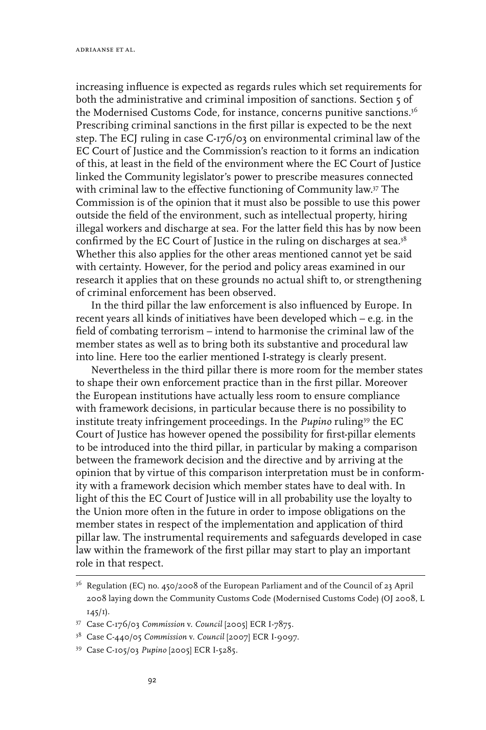increasing influence is expected as regards rules which set requirements for both the administrative and criminal imposition of sanctions. Section 5 of the Modernised Customs Code, for instance, concerns punitive sanctions.[36] Prescribing criminal sanctions in the first pillar is expected to be the next step. The ECJ ruling in case C-176/03 on environmental criminal law of the EC Court of Justice and the Commission's reaction to it forms an indication of this, at least in the field of the environment where the EC Court of Justice linked the Community legislator's power to prescribe measures connected with criminal law to the effective functioning of Community law.[37] The Commission is of the opinion that it must also be possible to use this power outside the field of the environment, such as intellectual property, hiring illegal workers and discharge at sea. For the latter field this has by now been confirmed by the EC Court of Justice in the ruling on discharges at sea.[38] Whether this also applies for the other areas mentioned cannot yet be said with certainty. However, for the period and policy areas examined in our research it applies that on these grounds no actual shift to, or strengthening of criminal enforcement has been observed.

In the third pillar the law enforcement is also influenced by Europe. In recent years all kinds of initiatives have been developed which – e.g. in the field of combating terrorism – intend to harmonise the criminal law of the member states as well as to bring both its substantive and procedural law into line. Here too the earlier mentioned I-strategy is clearly present.

Nevertheless in the third pillar there is more room for the member states to shape their own enforcement practice than in the first pillar. Moreover the European institutions have actually less room to ensure compliance with framework decisions, in particular because there is no possibility to institute treaty infringement proceedings. In the *Pupino* ruling[39] the EC Court of Justice has however opened the possibility for first-pillar elements to be introduced into the third pillar, in particular by making a comparison between the framework decision and the directive and by arriving at the opinion that by virtue of this comparison interpretation must be in conformity with a framework decision which member states have to deal with. In light of this the EC Court of Justice will in all probability use the loyalty to the Union more often in the future in order to impose obligations on the member states in respect of the implementation and application of third pillar law. The instrumental requirements and safeguards developed in case law within the framework of the first pillar may start to play an important role in that respect.

---

[36] Regulation (EC) no. 450/2008 of the European Parliament and of the Council of 23 April 2008 laying down the Community Customs Code (Modernised Customs Code) (OJ 2008, L 145/1).

[37] Case C-176/03 *Commission* v. *Council* [2005] ECR I-7875.

[38] Case C-440/05 *Commission* v. *Council* [2007] ECR I-9097.

[39] Case C-105/03 *Pupino* [2005] ECR I-5285.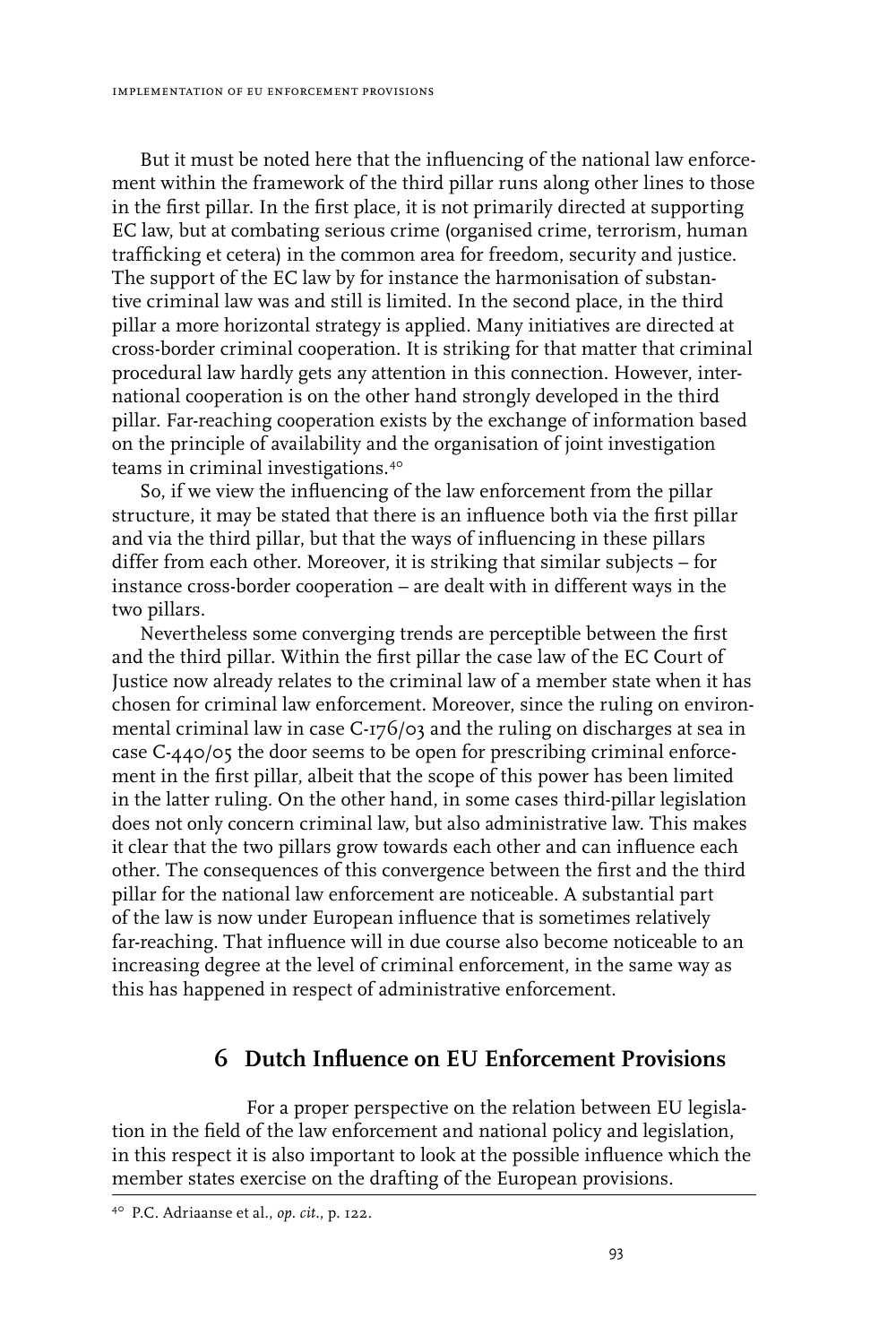But it must be noted here that the influencing of the national law enforcement within the framework of the third pillar runs along other lines to those in the first pillar. In the first place, it is not primarily directed at supporting EC law, but at combating serious crime (organised crime, terrorism, human trafficking et cetera) in the common area for freedom, security and justice. The support of the EC law by for instance the harmonisation of substantive criminal law was and still is limited. In the second place, in the third pillar a more horizontal strategy is applied. Many initiatives are directed at cross-border criminal cooperation. It is striking for that matter that criminal procedural law hardly gets any attention in this connection. However, international cooperation is on the other hand strongly developed in the third pillar. Far-reaching cooperation exists by the exchange of information based on the principle of availability and the organisation of joint investigation teams in criminal investigations.[40]

So, if we view the influencing of the law enforcement from the pillar structure, it may be stated that there is an influence both via the first pillar and via the third pillar, but that the ways of influencing in these pillars differ from each other. Moreover, it is striking that similar subjects – for instance cross-border cooperation – are dealt with in different ways in the two pillars.

Nevertheless some converging trends are perceptible between the first and the third pillar. Within the first pillar the case law of the EC Court of Justice now already relates to the criminal law of a member state when it has chosen for criminal law enforcement. Moreover, since the ruling on environmental criminal law in case C-176/03 and the ruling on discharges at sea in case C-440/05 the door seems to be open for prescribing criminal enforcement in the first pillar, albeit that the scope of this power has been limited in the latter ruling. On the other hand, in some cases third-pillar legislation does not only concern criminal law, but also administrative law. This makes it clear that the two pillars grow towards each other and can influence each other. The consequences of this convergence between the first and the third pillar for the national law enforcement are noticeable. A substantial part of the law is now under European influence that is sometimes relatively far-reaching. That influence will in due course also become noticeable to an increasing degree at the level of criminal enforcement, in the same way as this has happened in respect of administrative enforcement.

## 6 Dutch Influence on EU Enforcement Provisions

For a proper perspective on the relation between EU legislation in the field of the law enforcement and national policy and legislation, in this respect it is also important to look at the possible influence which the member states exercise on the drafting of the European provisions.

---

[40] P.C. Adriaanse et al., *op. cit.*, p. 122.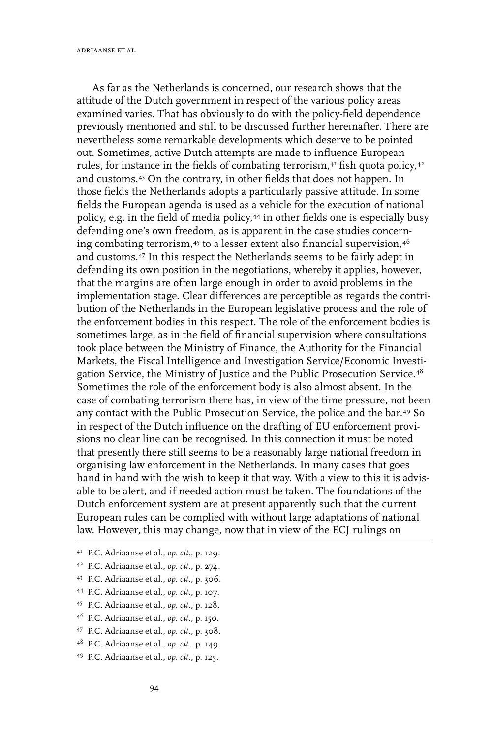As far as the Netherlands is concerned, our research shows that the attitude of the Dutch government in respect of the various policy areas examined varies. That has obviously to do with the policy-field dependence previously mentioned and still to be discussed further hereinafter. There are nevertheless some remarkable developments which deserve to be pointed out. Sometimes, active Dutch attempts are made to influence European rules, for instance in the fields of combating terrorism,[41] fish quota policy,[42] and customs.[43] On the contrary, in other fields that does not happen. In those fields the Netherlands adopts a particularly passive attitude. In some fields the European agenda is used as a vehicle for the execution of national policy, e.g. in the field of media policy,[44] in other fields one is especially busy defending one's own freedom, as is apparent in the case studies concerning combating terrorism,[45] to a lesser extent also financial supervision,[46] and customs.[47] In this respect the Netherlands seems to be fairly adept in defending its own position in the negotiations, whereby it applies, however, that the margins are often large enough in order to avoid problems in the implementation stage. Clear differences are perceptible as regards the contribution of the Netherlands in the European legislative process and the role of the enforcement bodies in this respect. The role of the enforcement bodies is sometimes large, as in the field of financial supervision where consultations took place between the Ministry of Finance, the Authority for the Financial Markets, the Fiscal Intelligence and Investigation Service/Economic Investigation Service, the Ministry of Justice and the Public Prosecution Service.[48] Sometimes the role of the enforcement body is also almost absent. In the case of combating terrorism there has, in view of the time pressure, not been any contact with the Public Prosecution Service, the police and the bar.[49] So in respect of the Dutch influence on the drafting of EU enforcement provisions no clear line can be recognised. In this connection it must be noted that presently there still seems to be a reasonably large national freedom in organising law enforcement in the Netherlands. In many cases that goes hand in hand with the wish to keep it that way. With a view to this it is advisable to be alert, and if needed action must be taken. The foundations of the Dutch enforcement system are at present apparently such that the current European rules can be complied with without large adaptations of national law. However, this may change, now that in view of the ECJ rulings on

[41] P.C. Adriaanse et al., *op. cit.*, p. 129.

[42] P.C. Adriaanse et al., *op. cit.*, p. 274.

[43] P.C. Adriaanse et al., *op. cit.*, p. 306.

[44] P.C. Adriaanse et al., *op. cit.*, p. 107.

[45] P.C. Adriaanse et al., *op. cit.*, p. 128.

[46] P.C. Adriaanse et al., *op. cit.*, p. 150.

[47] P.C. Adriaanse et al., *op. cit.*, p. 308.

[48] P.C. Adriaanse et al., *op. cit.*, p. 149.

[49] P.C. Adriaanse et al., *op. cit.*, p. 125.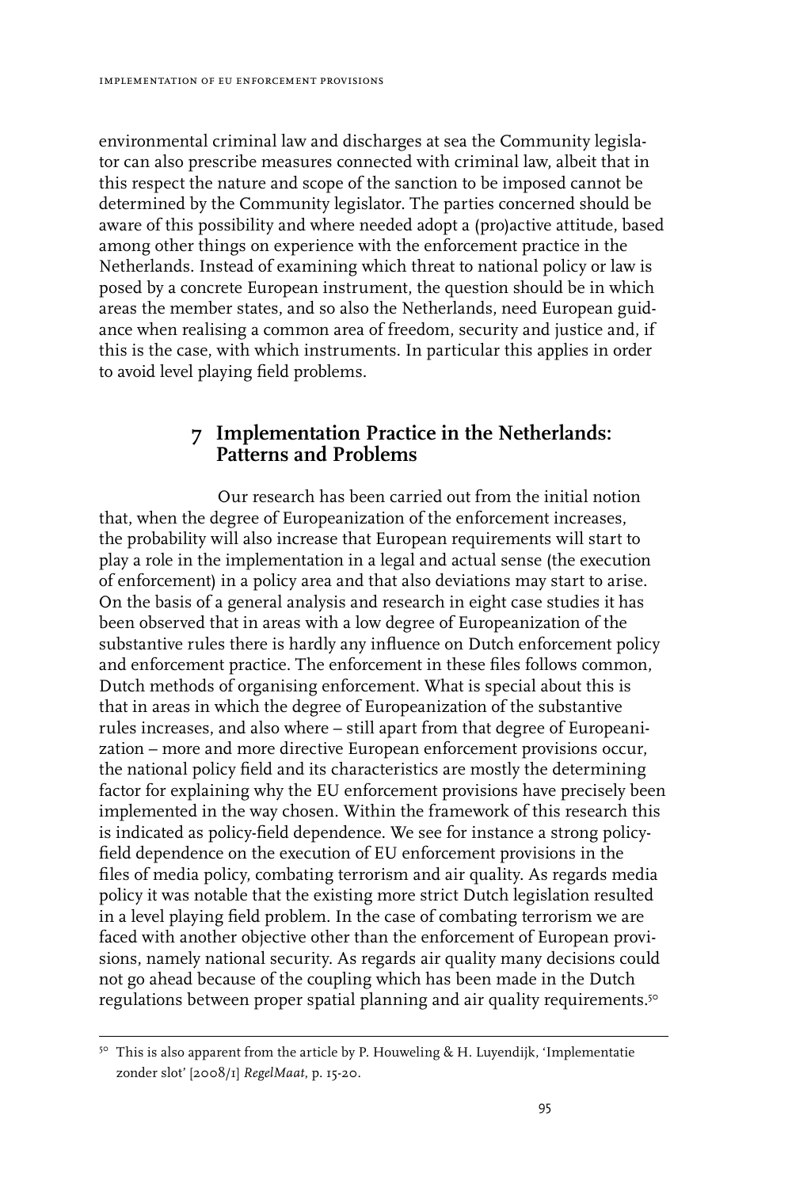environmental criminal law and discharges at sea the Community legislator can also prescribe measures connected with criminal law, albeit that in this respect the nature and scope of the sanction to be imposed cannot be determined by the Community legislator. The parties concerned should be aware of this possibility and where needed adopt a (pro)active attitude, based among other things on experience with the enforcement practice in the Netherlands. Instead of examining which threat to national policy or law is posed by a concrete European instrument, the question should be in which areas the member states, and so also the Netherlands, need European guidance when realising a common area of freedom, security and justice and, if this is the case, with which instruments. In particular this applies in order to avoid level playing field problems.

## 7 Implementation Practice in the Netherlands: Patterns and Problems

Our research has been carried out from the initial notion that, when the degree of Europeanization of the enforcement increases, the probability will also increase that European requirements will start to play a role in the implementation in a legal and actual sense (the execution of enforcement) in a policy area and that also deviations may start to arise. On the basis of a general analysis and research in eight case studies it has been observed that in areas with a low degree of Europeanization of the substantive rules there is hardly any influence on Dutch enforcement policy and enforcement practice. The enforcement in these files follows common, Dutch methods of organising enforcement. What is special about this is that in areas in which the degree of Europeanization of the substantive rules increases, and also where – still apart from that degree of Europeanization – more and more directive European enforcement provisions occur, the national policy field and its characteristics are mostly the determining factor for explaining why the EU enforcement provisions have precisely been implemented in the way chosen. Within the framework of this research this is indicated as policy-field dependence. We see for instance a strong policy-field dependence on the execution of EU enforcement provisions in the files of media policy, combating terrorism and air quality. As regards media policy it was notable that the existing more strict Dutch legislation resulted in a level playing field problem. In the case of combating terrorism we are faced with another objective other than the enforcement of European provisions, namely national security. As regards air quality many decisions could not go ahead because of the coupling which has been made in the Dutch regulations between proper spatial planning and air quality requirements.[50]

[50] This is also apparent from the article by P. Houweling & H. Luyendijk, 'Implementatie zonder slot' [2008/1] *RegelMaat*, p. 15-20.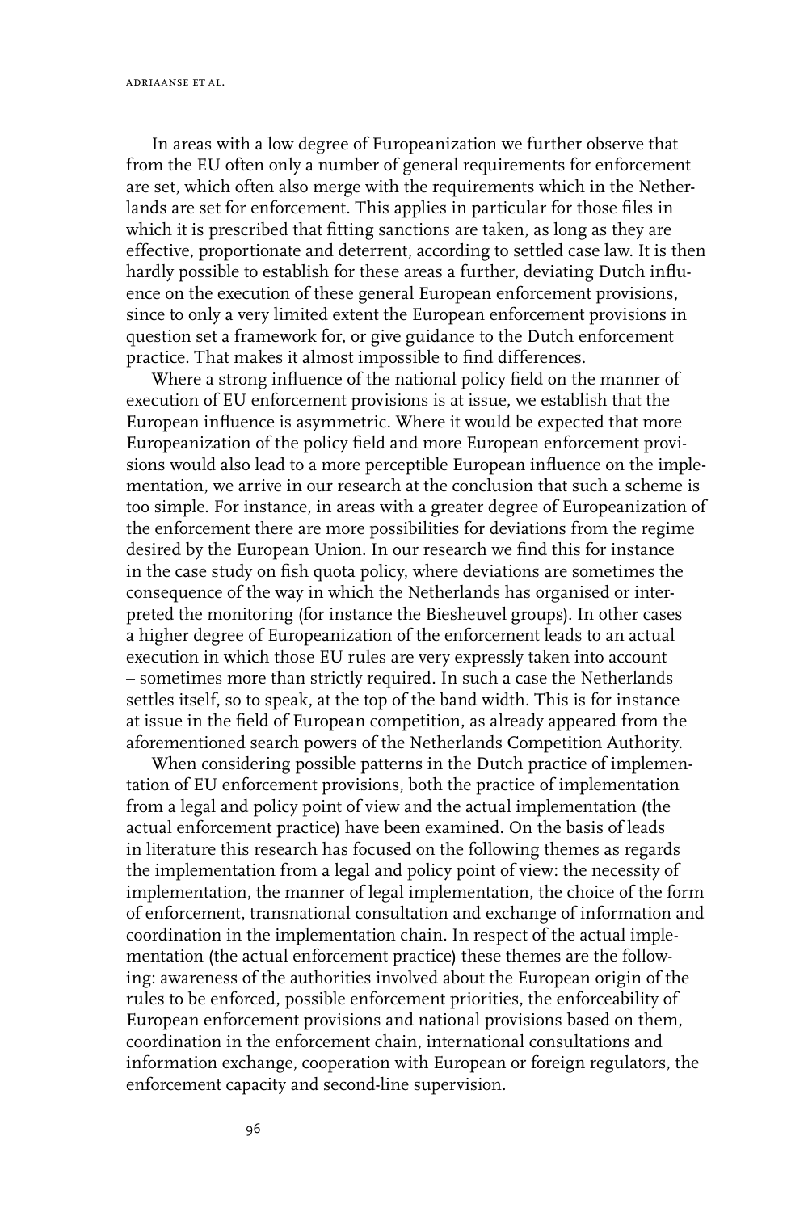In areas with a low degree of Europeanization we further observe that from the EU often only a number of general requirements for enforcement are set, which often also merge with the requirements which in the Netherlands are set for enforcement. This applies in particular for those files in which it is prescribed that fitting sanctions are taken, as long as they are effective, proportionate and deterrent, according to settled case law. It is then hardly possible to establish for these areas a further, deviating Dutch influence on the execution of these general European enforcement provisions, since to only a very limited extent the European enforcement provisions in question set a framework for, or give guidance to the Dutch enforcement practice. That makes it almost impossible to find differences.

Where a strong influence of the national policy field on the manner of execution of EU enforcement provisions is at issue, we establish that the European influence is asymmetric. Where it would be expected that more Europeanization of the policy field and more European enforcement provisions would also lead to a more perceptible European influence on the implementation, we arrive in our research at the conclusion that such a scheme is too simple. For instance, in areas with a greater degree of Europeanization of the enforcement there are more possibilities for deviations from the regime desired by the European Union. In our research we find this for instance in the case study on fish quota policy, where deviations are sometimes the consequence of the way in which the Netherlands has organised or interpreted the monitoring (for instance the Biesheuvel groups). In other cases a higher degree of Europeanization of the enforcement leads to an actual execution in which those EU rules are very expressly taken into account – sometimes more than strictly required. In such a case the Netherlands settles itself, so to speak, at the top of the band width. This is for instance at issue in the field of European competition, as already appeared from the aforementioned search powers of the Netherlands Competition Authority.

When considering possible patterns in the Dutch practice of implementation of EU enforcement provisions, both the practice of implementation from a legal and policy point of view and the actual implementation (the actual enforcement practice) have been examined. On the basis of leads in literature this research has focused on the following themes as regards the implementation from a legal and policy point of view: the necessity of implementation, the manner of legal implementation, the choice of the form of enforcement, transnational consultation and exchange of information and coordination in the implementation chain. In respect of the actual implementation (the actual enforcement practice) these themes are the following: awareness of the authorities involved about the European origin of the rules to be enforced, possible enforcement priorities, the enforceability of European enforcement provisions and national provisions based on them, coordination in the enforcement chain, international consultations and information exchange, cooperation with European or foreign regulators, the enforcement capacity and second-line supervision.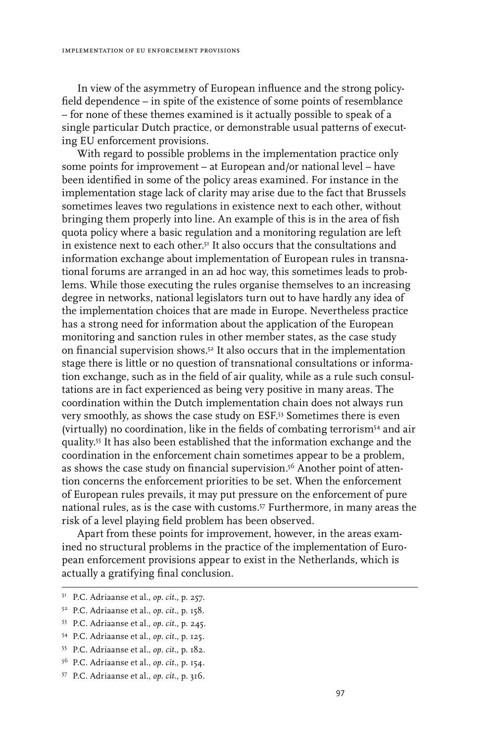In view of the asymmetry of European influence and the strong policy-field dependence – in spite of the existence of some points of resemblance – for none of these themes examined is it actually possible to speak of a single particular Dutch practice, or demonstrable usual patterns of executing EU enforcement provisions.

With regard to possible problems in the implementation practice only some points for improvement – at European and/or national level – have been identified in some of the policy areas examined. For instance in the implementation stage lack of clarity may arise due to the fact that Brussels sometimes leaves two regulations in existence next to each other, without bringing them properly into line. An example of this is in the area of fish quota policy where a basic regulation and a monitoring regulation are left in existence next to each other.[51] It also occurs that the consultations and information exchange about implementation of European rules in transnational forums are arranged in an ad hoc way, this sometimes leads to problems. While those executing the rules organise themselves to an increasing degree in networks, national legislators turn out to have hardly any idea of the implementation choices that are made in Europe. Nevertheless practice has a strong need for information about the application of the European monitoring and sanction rules in other member states, as the case study on financial supervision shows.[52] It also occurs that in the implementation stage there is little or no question of transnational consultations or information exchange, such as in the field of air quality, while as a rule such consultations are in fact experienced as being very positive in many areas. The coordination within the Dutch implementation chain does not always run very smoothly, as shows the case study on ESF.[53] Sometimes there is even (virtually) no coordination, like in the fields of combating terrorism[54] and air quality.[55] It has also been established that the information exchange and the coordination in the enforcement chain sometimes appear to be a problem, as shows the case study on financial supervision.[56] Another point of attention concerns the enforcement priorities to be set. When the enforcement of European rules prevails, it may put pressure on the enforcement of pure national rules, as is the case with customs.[57] Furthermore, in many areas the risk of a level playing field problem has been observed.

Apart from these points for improvement, however, in the areas examined no structural problems in the practice of the implementation of European enforcement provisions appear to exist in the Netherlands, which is actually a gratifying final conclusion.

---

51 P.C. Adriaanse et al., *op. cit.*, p. 257.

52 P.C. Adriaanse et al., *op. cit.*, p. 158.

53 P.C. Adriaanse et al., *op. cit.*, p. 245.

54 P.C. Adriaanse et al., *op. cit.*, p. 125.

55 P.C. Adriaanse et al., *op. cit.*, p. 182.

56 P.C. Adriaanse et al., *op. cit.*, p. 154.

57 P.C. Adriaanse et al., *op. cit.*, p. 316.